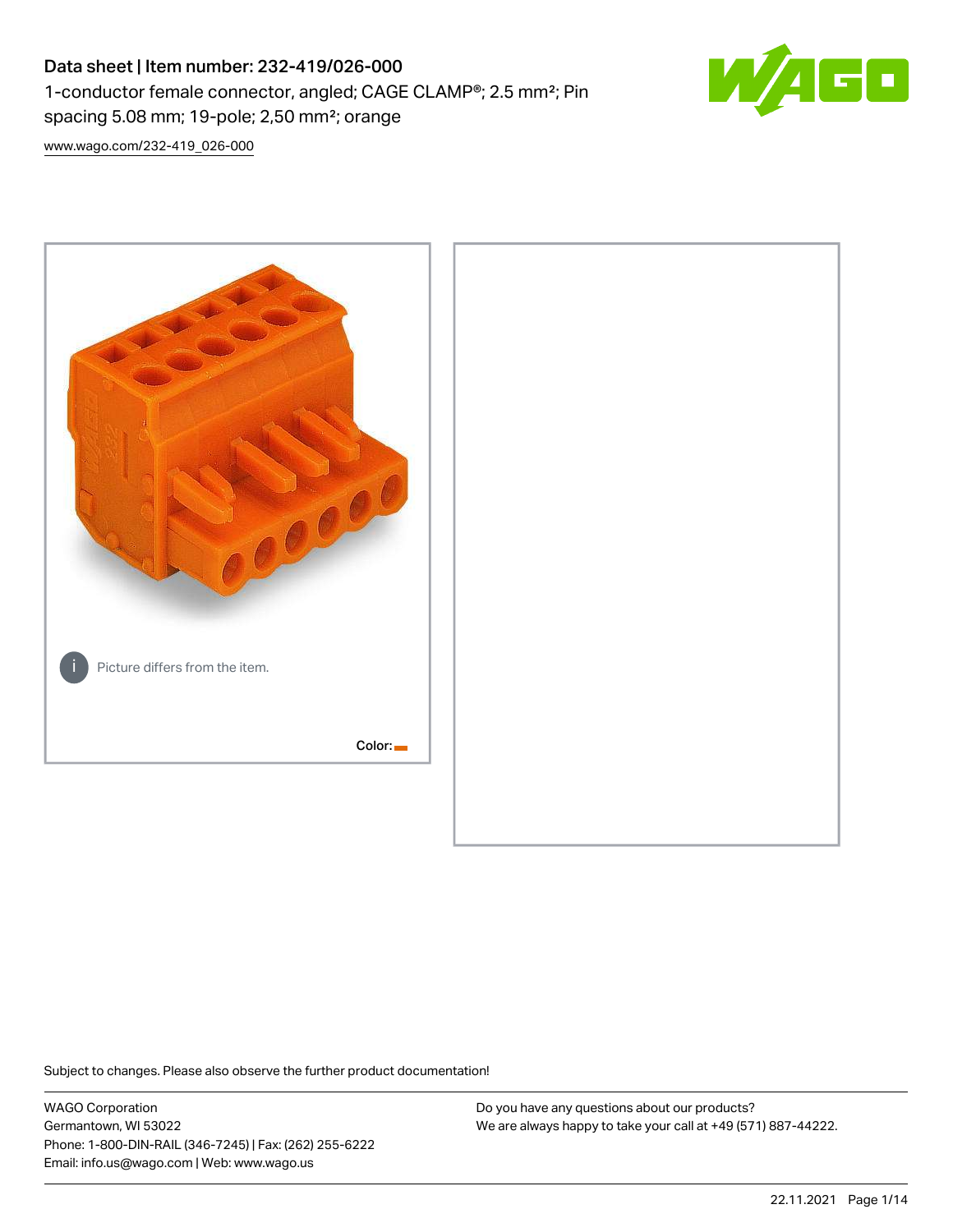# Data sheet | Item number: 232-419/026-000

1-conductor female connector, angled; CAGE CLAMP®; 2.5 mm²; Pin spacing 5.08 mm; 19-pole; 2,50 mm²; orange

www.wago.com/232-419_026-000

Picture differs from the item.

Color:

Subject to changes. Please also observe the further product documentation!

WAGO Corporation
Germantown, WI 53022
Phone: 1-800-DIN-RAIL (346-7245) | Fax: (262) 255-6222
Email: info.us@wago.com | Web: www.wago.us

Do you have any questions about our products?
We are always happy to take your call at +49 (571) 887-44222.

22.11.2021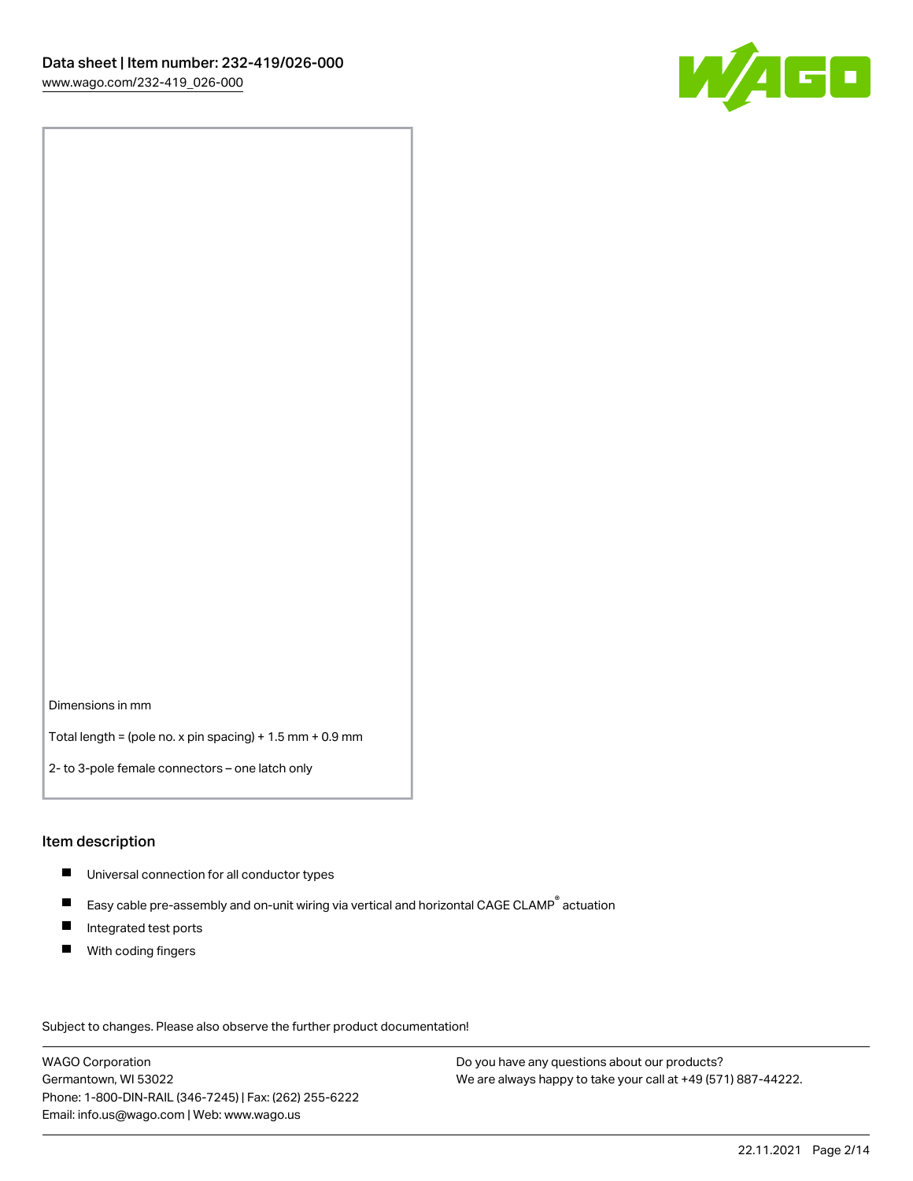Dimensions in mm

Total length = (pole no. x pin spacing) + 1.5 mm + 0.9 mm

2- to 3-pole female connectors – one latch only

## Item description

- Universal connection for all conductor types
- Easy cable pre-assembly and on-unit wiring via vertical and horizontal CAGE CLAMP® actuation
- Integrated test ports
- With coding fingers

Subject to changes. Please also observe the further product documentation!

WAGO Corporation
Germantown, WI 53022
Phone: 1-800-DIN-RAIL (346-7245) | Fax: (262) 255-6222
Email: info.us@wago.com | Web: www.wago.us

Do you have any questions about our products?
We are always happy to take your call at +49 (571) 887-44222.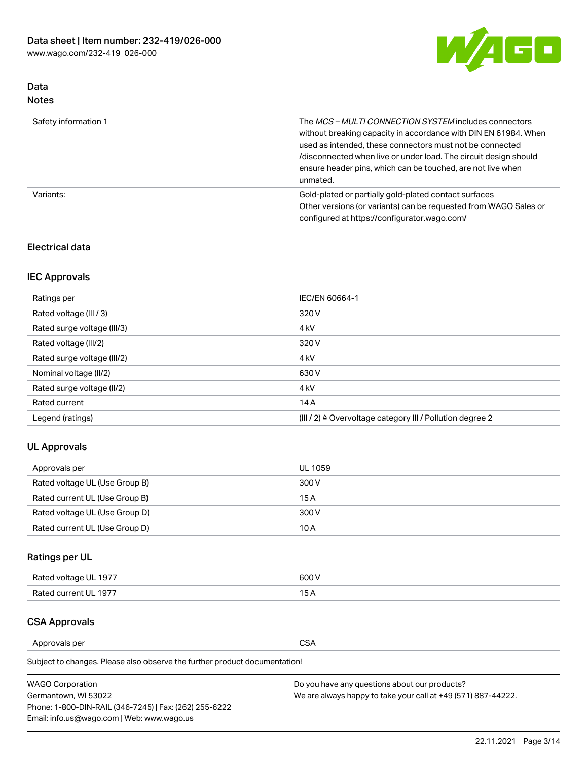## Data
### Notes

| | |
|---|---|
| Safety information 1 | The *MCS – MULTI CONNECTION SYSTEM* includes connectors without breaking capacity in accordance with DIN EN 61984. When used as intended, these connectors must not be connected /disconnected when live or under load. The circuit design should ensure header pins, which can be touched, are not live when unmated. |
| Variants: | Gold-plated or partially gold-plated contact surfaces<br>Other versions (or variants) can be requested from WAGO Sales or configured at https://configurator.wago.com/ |

### Electrical data

### IEC Approvals

| | |
|---|---|
| Ratings per | IEC/EN 60664-1 |
| Rated voltage (III / 3) | 320 V |
| Rated surge voltage (III/3) | 4 kV |
| Rated voltage (III/2) | 320 V |
| Rated surge voltage (III/2) | 4 kV |
| Nominal voltage (II/2) | 630 V |
| Rated surge voltage (II/2) | 4 kV |
| Rated current | 14 A |
| Legend (ratings) | (III / 2) ≙ Overvoltage category III / Pollution degree 2 |

### UL Approvals

| | |
|---|---|
| Approvals per | UL 1059 |
| Rated voltage UL (Use Group B) | 300 V |
| Rated current UL (Use Group B) | 15 A |
| Rated voltage UL (Use Group D) | 300 V |
| Rated current UL (Use Group D) | 10 A |

### Ratings per UL

| | |
|---|---|
| Rated voltage UL 1977 | 600 V |
| Rated current UL 1977 | 15 A |

### CSA Approvals

| | |
|---|---|
| Approvals per | CSA |

Subject to changes. Please also observe the further product documentation!

WAGO Corporation
Germantown, WI 53022
Phone: 1-800-DIN-RAIL (346-7245) | Fax: (262) 255-6222
Email: info.us@wago.com | Web: www.wago.us

Do you have any questions about our products?
We are always happy to take your call at +49 (571) 887-44222.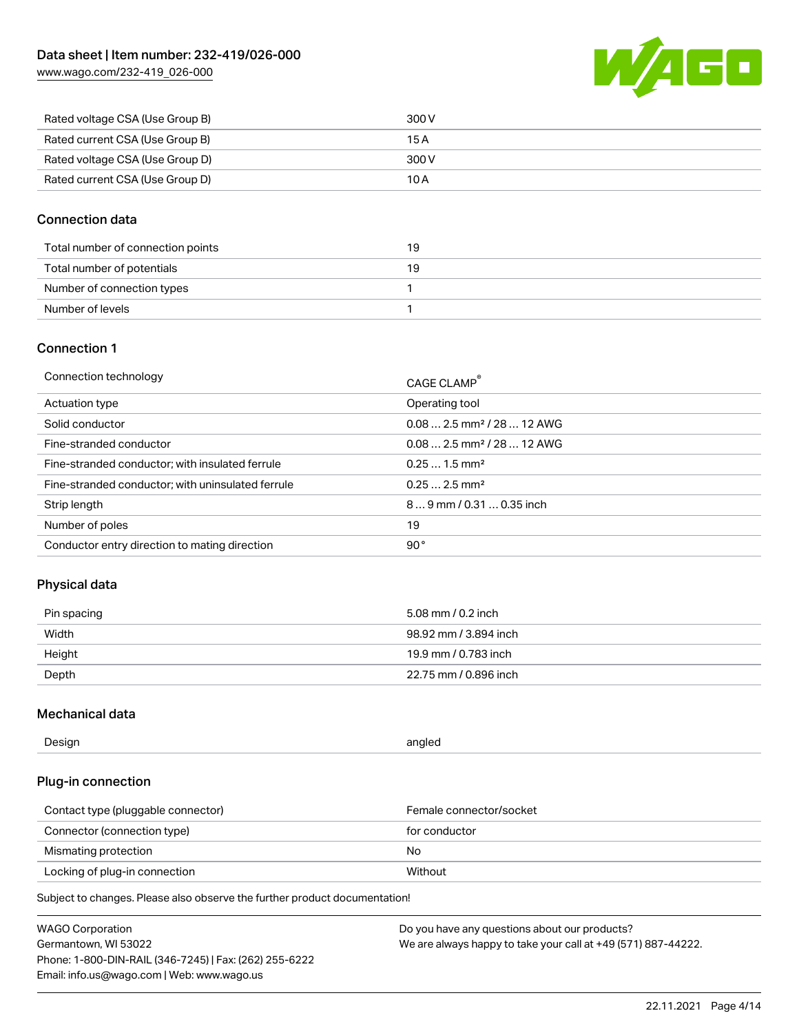| | |
|---|---|
| Rated voltage CSA (Use Group B) | 300 V |
| Rated current CSA (Use Group B) | 15 A |
| Rated voltage CSA (Use Group D) | 300 V |
| Rated current CSA (Use Group D) | 10 A |

## Connection data

| | |
|---|---|
| Total number of connection points | 19 |
| Total number of potentials | 19 |
| Number of connection types | 1 |
| Number of levels | 1 |

## Connection 1

| | |
|---|---|
| Connection technology | CAGE CLAMP® |
| Actuation type | Operating tool |
| Solid conductor | 0.08 … 2.5 mm² / 28 … 12 AWG |
| Fine-stranded conductor | 0.08 … 2.5 mm² / 28 … 12 AWG |
| Fine-stranded conductor; with insulated ferrule | 0.25 … 1.5 mm² |
| Fine-stranded conductor; with uninsulated ferrule | 0.25 … 2.5 mm² |
| Strip length | 8 … 9 mm / 0.31 … 0.35 inch |
| Number of poles | 19 |
| Conductor entry direction to mating direction | 90° |

## Physical data

| | |
|---|---|
| Pin spacing | 5.08 mm / 0.2 inch |
| Width | 98.92 mm / 3.894 inch |
| Height | 19.9 mm / 0.783 inch |
| Depth | 22.75 mm / 0.896 inch |

## Mechanical data

| | |
|---|---|
| Design | angled |

## Plug-in connection

| | |
|---|---|
| Contact type (pluggable connector) | Female connector/socket |
| Connector (connection type) | for conductor |
| Mismating protection | No |
| Locking of plug-in connection | Without |

Subject to changes. Please also observe the further product documentation!

WAGO Corporation
Germantown, WI 53022
Phone: 1-800-DIN-RAIL (346-7245) | Fax: (262) 255-6222
Email: info.us@wago.com | Web: www.wago.us

Do you have any questions about our products?
We are always happy to take your call at +49 (571) 887-44222.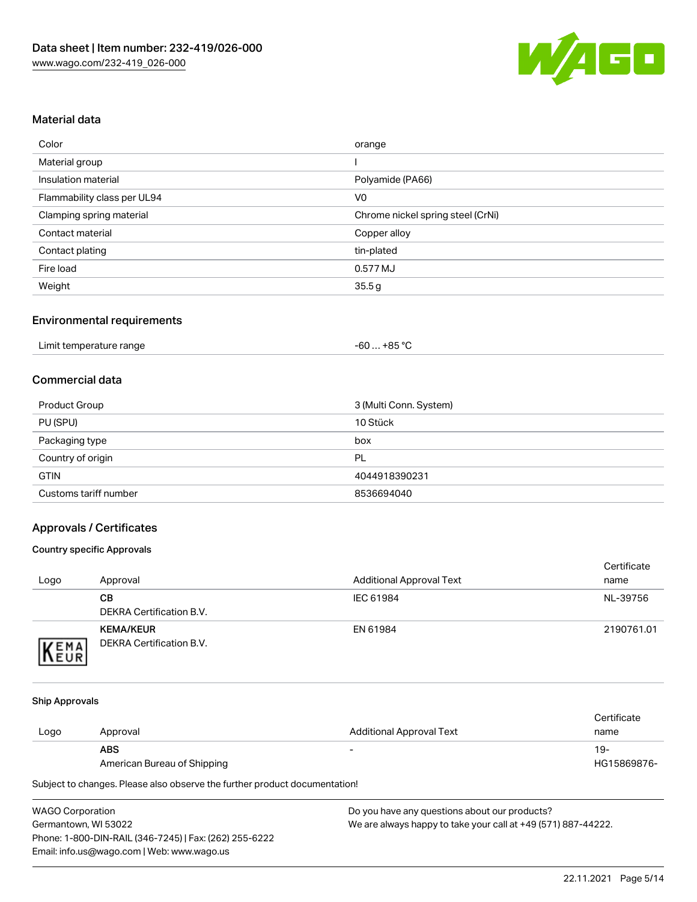## Material data

| Color | orange |
| --- | --- |
| Material group | I |
| Insulation material | Polyamide (PA66) |
| Flammability class per UL94 | V0 |
| Clamping spring material | Chrome nickel spring steel (CrNi) |
| Contact material | Copper alloy |
| Contact plating | tin-plated |
| Fire load | 0.577 MJ |
| Weight | 35.5 g |

## Environmental requirements

| Limit temperature range | -60 … +85 °C |
| --- | --- |

## Commercial data

| Product Group | 3 (Multi Conn. System) |
| --- | --- |
| PU (SPU) | 10 Stück |
| Packaging type | box |
| Country of origin | PL |
| GTIN | 4044918390231 |
| Customs tariff number | 8536694040 |

## Approvals / Certificates

### Country specific Approvals

| Logo | Approval | Additional Approval Text | Certificate name |
| --- | --- | --- | --- |
| | **CB** DEKRA Certification B.V. | IEC 61984 | NL-39756 |
| | **KEMA/KEUR** DEKRA Certification B.V. | EN 61984 | 2190761.01 |

### Ship Approvals

| Logo | Approval | Additional Approval Text | Certificate name |
| --- | --- | --- | --- |
| | **ABS** American Bureau of Shipping | - | 19-HG15869876- |

Subject to changes. Please also observe the further product documentation!

WAGO Corporation
Germantown, WI 53022
Phone: 1-800-DIN-RAIL (346-7245) | Fax: (262) 255-6222
Email: info.us@wago.com | Web: www.wago.us

Do you have any questions about our products?
We are always happy to take your call at +49 (571) 887-44222.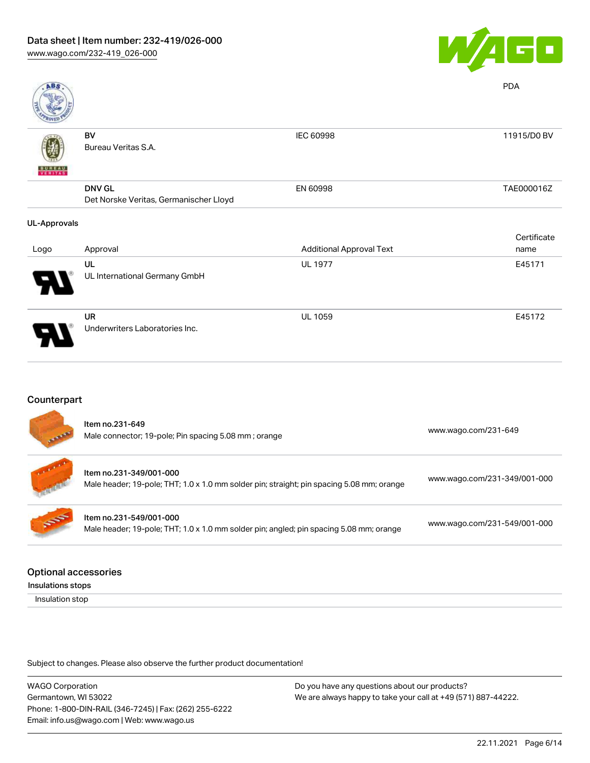PDA

| | | | |
|---|---|---|---|
| | BV<br>Bureau Veritas S.A. | IEC 60998 | 11915/D0 BV |
| | DNV GL<br>Det Norske Veritas, Germanischer Lloyd | EN 60998 | TAE000016Z |

**UL-Approvals**

| Logo | Approval | Additional Approval Text | Certificate name |
|---|---|---|---|
| | UL<br>UL International Germany GmbH | UL 1977 | E45171 |
| | UR<br>Underwriters Laboratories Inc. | UL 1059 | E45172 |

## Counterpart

| | | |
|---|---|---|
| | Item no.231-649<br>Male connector; 19-pole; Pin spacing 5.08 mm ; orange | www.wago.com/231-649 |
| | Item no.231-349/001-000<br>Male header; 19-pole; THT; 1.0 x 1.0 mm solder pin; straight; pin spacing 5.08 mm; orange | www.wago.com/231-349/001-000 |
| | Item no.231-549/001-000<br>Male header; 19-pole; THT; 1.0 x 1.0 mm solder pin; angled; pin spacing 5.08 mm; orange | www.wago.com/231-549/001-000 |

## Optional accessories

**Insulations stops**

Insulation stop

Subject to changes. Please also observe the further product documentation!

WAGO Corporation
Germantown, WI 53022
Phone: 1-800-DIN-RAIL (346-7245) | Fax: (262) 255-6222
Email: info.us@wago.com | Web: www.wago.us

Do you have any questions about our products?
We are always happy to take your call at +49 (571) 887-44222.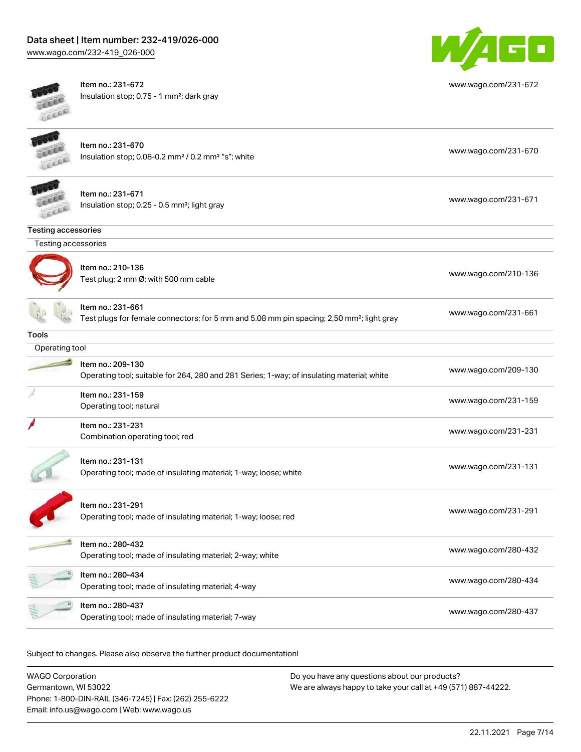| | | |
|---|---|---|
| | Item no.: 231-672<br>Insulation stop; 0.75 - 1 mm²; dark gray | www.wago.com/231-672 |
| | Item no.: 231-670<br>Insulation stop; 0.08-0.2 mm² / 0.2 mm² "s"; white | www.wago.com/231-670 |
| | Item no.: 231-671<br>Insulation stop; 0.25 - 0.5 mm²; light gray | www.wago.com/231-671 |

**Testing accessories**

Testing accessories

| | | |
|---|---|---|
| | Item no.: 210-136<br>Test plug; 2 mm Ø; with 500 mm cable | www.wago.com/210-136 |
| | Item no.: 231-661<br>Test plugs for female connectors; for 5 mm and 5.08 mm pin spacing; 2,50 mm²; light gray | www.wago.com/231-661 |

**Tools**

Operating tool

| | | |
|---|---|---|
| | Item no.: 209-130<br>Operating tool; suitable for 264, 280 and 281 Series; 1-way; of insulating material; white | www.wago.com/209-130 |
| | Item no.: 231-159<br>Operating tool; natural | www.wago.com/231-159 |
| | Item no.: 231-231<br>Combination operating tool; red | www.wago.com/231-231 |
| | Item no.: 231-131<br>Operating tool; made of insulating material; 1-way; loose; white | www.wago.com/231-131 |
| | Item no.: 231-291<br>Operating tool; made of insulating material; 1-way; loose; red | www.wago.com/231-291 |
| | Item no.: 280-432<br>Operating tool; made of insulating material; 2-way; white | www.wago.com/280-432 |
| | Item no.: 280-434<br>Operating tool; made of insulating material; 4-way | www.wago.com/280-434 |
| | Item no.: 280-437<br>Operating tool; made of insulating material; 7-way | www.wago.com/280-437 |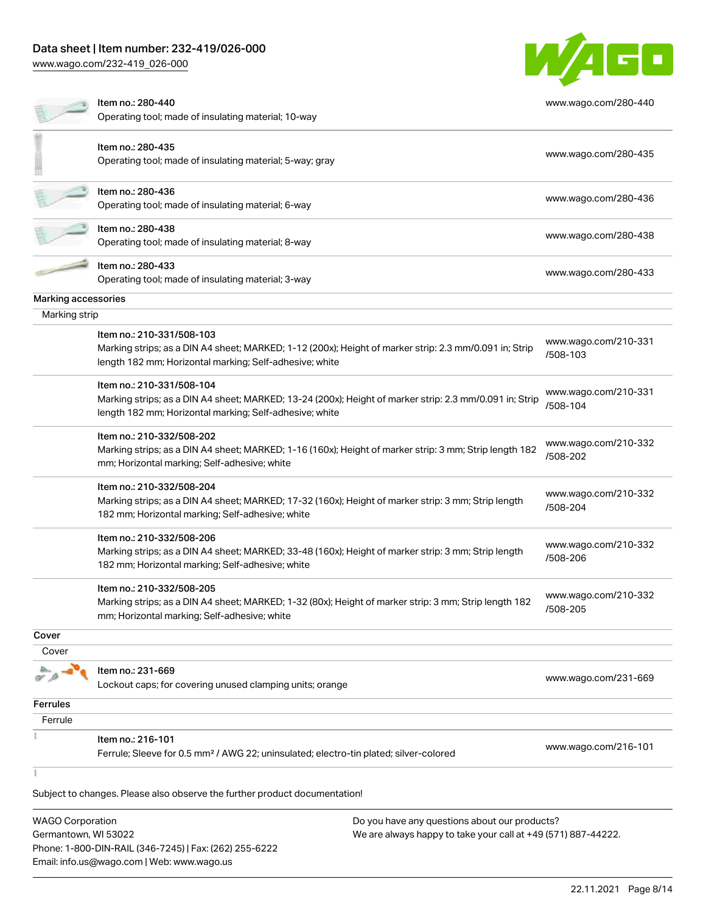| Item | URL |
|---|---|
| Item no.: 280-440<br>Operating tool; made of insulating material; 10-way | www.wago.com/280-440 |
| Item no.: 280-435<br>Operating tool; made of insulating material; 5-way; gray | www.wago.com/280-435 |
| Item no.: 280-436<br>Operating tool; made of insulating material; 6-way | www.wago.com/280-436 |
| Item no.: 280-438<br>Operating tool; made of insulating material; 8-way | www.wago.com/280-438 |
| Item no.: 280-433<br>Operating tool; made of insulating material; 3-way | www.wago.com/280-433 |

**Marking accessories**

Marking strip

| Item | URL |
|---|---|
| Item no.: 210-331/508-103<br>Marking strips; as a DIN A4 sheet; MARKED; 1-12 (200x); Height of marker strip: 2.3 mm/0.091 in; Strip length 182 mm; Horizontal marking; Self-adhesive; white | www.wago.com/210-331/508-103 |
| Item no.: 210-331/508-104<br>Marking strips; as a DIN A4 sheet; MARKED; 13-24 (200x); Height of marker strip: 2.3 mm/0.091 in; Strip length 182 mm; Horizontal marking; Self-adhesive; white | www.wago.com/210-331/508-104 |
| Item no.: 210-332/508-202<br>Marking strips; as a DIN A4 sheet; MARKED; 1-16 (160x); Height of marker strip: 3 mm; Strip length 182 mm; Horizontal marking; Self-adhesive; white | www.wago.com/210-332/508-202 |
| Item no.: 210-332/508-204<br>Marking strips; as a DIN A4 sheet; MARKED; 17-32 (160x); Height of marker strip: 3 mm; Strip length 182 mm; Horizontal marking; Self-adhesive; white | www.wago.com/210-332/508-204 |
| Item no.: 210-332/508-206<br>Marking strips; as a DIN A4 sheet; MARKED; 33-48 (160x); Height of marker strip: 3 mm; Strip length 182 mm; Horizontal marking; Self-adhesive; white | www.wago.com/210-332/508-206 |
| Item no.: 210-332/508-205<br>Marking strips; as a DIN A4 sheet; MARKED; 1-32 (80x); Height of marker strip: 3 mm; Strip length 182 mm; Horizontal marking; Self-adhesive; white | www.wago.com/210-332/508-205 |

**Cover**

Cover

| Item | URL |
|---|---|
| Item no.: 231-669<br>Lockout caps; for covering unused clamping units; orange | www.wago.com/231-669 |

**Ferrules**

Ferrule

| Item | URL |
|---|---|
| Item no.: 216-101<br>Ferrule; Sleeve for 0.5 mm² / AWG 22; uninsulated; electro-tin plated; silver-colored | www.wago.com/216-101 |

Subject to changes. Please also observe the further product documentation!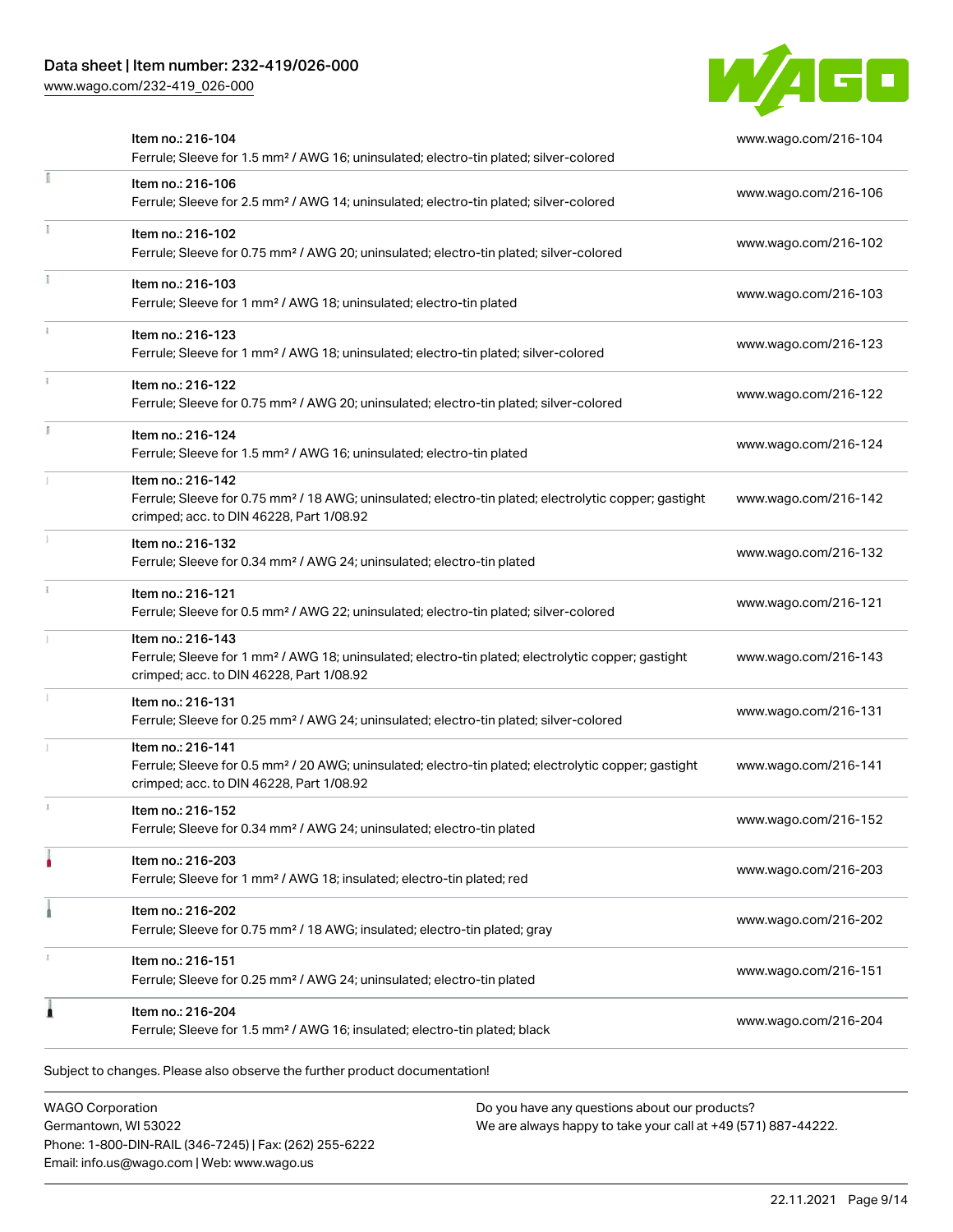| Item | Link |
| --- | --- |
| Item no.: 216-104<br>Ferrule; Sleeve for 1.5 mm² / AWG 16; uninsulated; electro-tin plated; silver-colored | www.wago.com/216-104 |
| Item no.: 216-106<br>Ferrule; Sleeve for 2.5 mm² / AWG 14; uninsulated; electro-tin plated; silver-colored | www.wago.com/216-106 |
| Item no.: 216-102<br>Ferrule; Sleeve for 0.75 mm² / AWG 20; uninsulated; electro-tin plated; silver-colored | www.wago.com/216-102 |
| Item no.: 216-103<br>Ferrule; Sleeve for 1 mm² / AWG 18; uninsulated; electro-tin plated | www.wago.com/216-103 |
| Item no.: 216-123<br>Ferrule; Sleeve for 1 mm² / AWG 18; uninsulated; electro-tin plated; silver-colored | www.wago.com/216-123 |
| Item no.: 216-122<br>Ferrule; Sleeve for 0.75 mm² / AWG 20; uninsulated; electro-tin plated; silver-colored | www.wago.com/216-122 |
| Item no.: 216-124<br>Ferrule; Sleeve for 1.5 mm² / AWG 16; uninsulated; electro-tin plated | www.wago.com/216-124 |
| Item no.: 216-142<br>Ferrule; Sleeve for 0.75 mm² / 18 AWG; uninsulated; electro-tin plated; electrolytic copper; gastight crimped; acc. to DIN 46228, Part 1/08.92 | www.wago.com/216-142 |
| Item no.: 216-132<br>Ferrule; Sleeve for 0.34 mm² / AWG 24; uninsulated; electro-tin plated | www.wago.com/216-132 |
| Item no.: 216-121<br>Ferrule; Sleeve for 0.5 mm² / AWG 22; uninsulated; electro-tin plated; silver-colored | www.wago.com/216-121 |
| Item no.: 216-143<br>Ferrule; Sleeve for 1 mm² / AWG 18; uninsulated; electro-tin plated; electrolytic copper; gastight crimped; acc. to DIN 46228, Part 1/08.92 | www.wago.com/216-143 |
| Item no.: 216-131<br>Ferrule; Sleeve for 0.25 mm² / AWG 24; uninsulated; electro-tin plated; silver-colored | www.wago.com/216-131 |
| Item no.: 216-141<br>Ferrule; Sleeve for 0.5 mm² / 20 AWG; uninsulated; electro-tin plated; electrolytic copper; gastight crimped; acc. to DIN 46228, Part 1/08.92 | www.wago.com/216-141 |
| Item no.: 216-152<br>Ferrule; Sleeve for 0.34 mm² / AWG 24; uninsulated; electro-tin plated | www.wago.com/216-152 |
| Item no.: 216-203<br>Ferrule; Sleeve for 1 mm² / AWG 18; insulated; electro-tin plated; red | www.wago.com/216-203 |
| Item no.: 216-202<br>Ferrule; Sleeve for 0.75 mm² / 18 AWG; insulated; electro-tin plated; gray | www.wago.com/216-202 |
| Item no.: 216-151<br>Ferrule; Sleeve for 0.25 mm² / AWG 24; uninsulated; electro-tin plated | www.wago.com/216-151 |
| Item no.: 216-204<br>Ferrule; Sleeve for 1.5 mm² / AWG 16; insulated; electro-tin plated; black | www.wago.com/216-204 |

Subject to changes. Please also observe the further product documentation!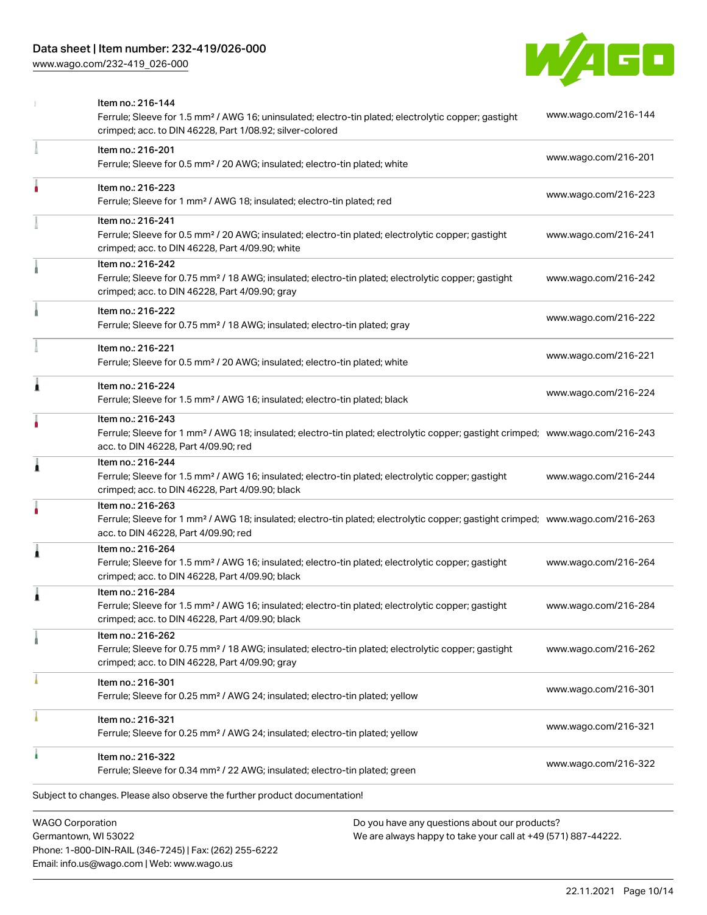| Item | URL |
|---|---|
| Item no.: 216-144<br>Ferrule; Sleeve for 1.5 mm² / AWG 16; uninsulated; electro-tin plated; electrolytic copper; gastight crimped; acc. to DIN 46228, Part 1/08.92; silver-colored | www.wago.com/216-144 |
| Item no.: 216-201<br>Ferrule; Sleeve for 0.5 mm² / 20 AWG; insulated; electro-tin plated; white | www.wago.com/216-201 |
| Item no.: 216-223<br>Ferrule; Sleeve for 1 mm² / AWG 18; insulated; electro-tin plated; red | www.wago.com/216-223 |
| Item no.: 216-241<br>Ferrule; Sleeve for 0.5 mm² / 20 AWG; insulated; electro-tin plated; electrolytic copper; gastight crimped; acc. to DIN 46228, Part 4/09.90; white | www.wago.com/216-241 |
| Item no.: 216-242<br>Ferrule; Sleeve for 0.75 mm² / 18 AWG; insulated; electro-tin plated; electrolytic copper; gastight crimped; acc. to DIN 46228, Part 4/09.90; gray | www.wago.com/216-242 |
| Item no.: 216-222<br>Ferrule; Sleeve for 0.75 mm² / 18 AWG; insulated; electro-tin plated; gray | www.wago.com/216-222 |
| Item no.: 216-221<br>Ferrule; Sleeve for 0.5 mm² / 20 AWG; insulated; electro-tin plated; white | www.wago.com/216-221 |
| Item no.: 216-224<br>Ferrule; Sleeve for 1.5 mm² / AWG 16; insulated; electro-tin plated; black | www.wago.com/216-224 |
| Item no.: 216-243<br>Ferrule; Sleeve for 1 mm² / AWG 18; insulated; electro-tin plated; electrolytic copper; gastight crimped; acc. to DIN 46228, Part 4/09.90; red | www.wago.com/216-243 |
| Item no.: 216-244<br>Ferrule; Sleeve for 1.5 mm² / AWG 16; insulated; electro-tin plated; electrolytic copper; gastight crimped; acc. to DIN 46228, Part 4/09.90; black | www.wago.com/216-244 |
| Item no.: 216-263<br>Ferrule; Sleeve for 1 mm² / AWG 18; insulated; electro-tin plated; electrolytic copper; gastight crimped; acc. to DIN 46228, Part 4/09.90; red | www.wago.com/216-263 |
| Item no.: 216-264<br>Ferrule; Sleeve for 1.5 mm² / AWG 16; insulated; electro-tin plated; electrolytic copper; gastight crimped; acc. to DIN 46228, Part 4/09.90; black | www.wago.com/216-264 |
| Item no.: 216-284<br>Ferrule; Sleeve for 1.5 mm² / AWG 16; insulated; electro-tin plated; electrolytic copper; gastight crimped; acc. to DIN 46228, Part 4/09.90; black | www.wago.com/216-284 |
| Item no.: 216-262<br>Ferrule; Sleeve for 0.75 mm² / 18 AWG; insulated; electro-tin plated; electrolytic copper; gastight crimped; acc. to DIN 46228, Part 4/09.90; gray | www.wago.com/216-262 |
| Item no.: 216-301<br>Ferrule; Sleeve for 0.25 mm² / AWG 24; insulated; electro-tin plated; yellow | www.wago.com/216-301 |
| Item no.: 216-321<br>Ferrule; Sleeve for 0.25 mm² / AWG 24; insulated; electro-tin plated; yellow | www.wago.com/216-321 |
| Item no.: 216-322<br>Ferrule; Sleeve for 0.34 mm² / 22 AWG; insulated; electro-tin plated; green | www.wago.com/216-322 |

Subject to changes. Please also observe the further product documentation!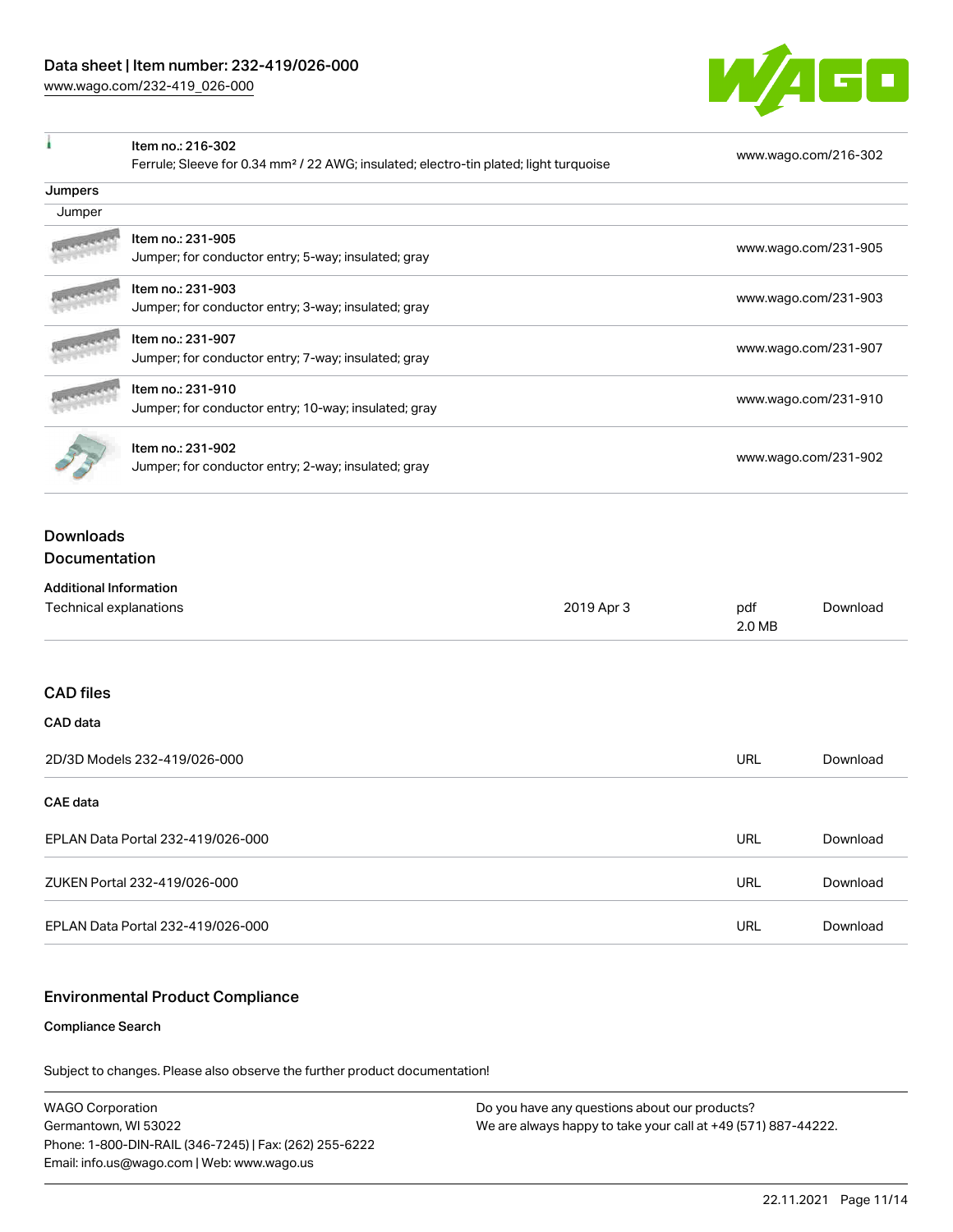| | | |
|---|---|---|
| | Item no.: 216-302<br>Ferrule; Sleeve for 0.34 mm² / 22 AWG; insulated; electro-tin plated; light turquoise | www.wago.com/216-302 |

**Jumpers**

Jumper

| | | |
|---|---|---|
| | Item no.: 231-905<br>Jumper; for conductor entry; 5-way; insulated; gray | www.wago.com/231-905 |
| | Item no.: 231-903<br>Jumper; for conductor entry; 3-way; insulated; gray | www.wago.com/231-903 |
| | Item no.: 231-907<br>Jumper; for conductor entry; 7-way; insulated; gray | www.wago.com/231-907 |
| | Item no.: 231-910<br>Jumper; for conductor entry; 10-way; insulated; gray | www.wago.com/231-910 |
| | Item no.: 231-902<br>Jumper; for conductor entry; 2-way; insulated; gray | www.wago.com/231-902 |

## Downloads

## Documentation

**Additional Information**

| | | | |
|---|---|---|---|
| Technical explanations | 2019 Apr 3 | pdf<br>2.0 MB | Download |

## CAD files

**CAD data**

| | | |
|---|---|---|
| 2D/3D Models 232-419/026-000 | URL | Download |

**CAE data**

| | | |
|---|---|---|
| EPLAN Data Portal 232-419/026-000 | URL | Download |
| ZUKEN Portal 232-419/026-000 | URL | Download |
| EPLAN Data Portal 232-419/026-000 | URL | Download |

## Environmental Product Compliance

**Compliance Search**

Subject to changes. Please also observe the further product documentation!

WAGO Corporation
Germantown, WI 53022
Phone: 1-800-DIN-RAIL (346-7245) | Fax: (262) 255-6222
Email: info.us@wago.com | Web: www.wago.us

Do you have any questions about our products?
We are always happy to take your call at +49 (571) 887-44222.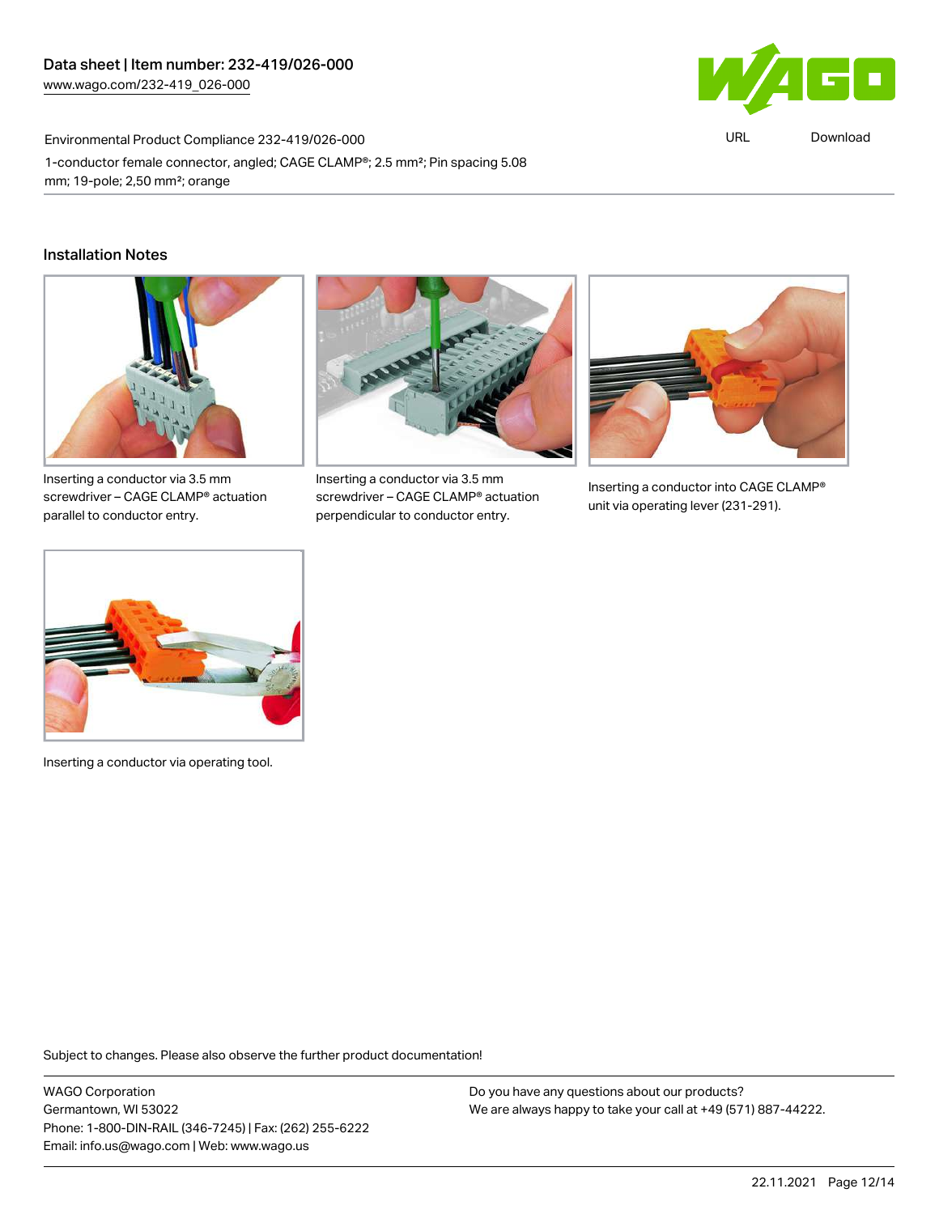## Installation Notes

Inserting a conductor via 3.5 mm screwdriver – CAGE CLAMP® actuation parallel to conductor entry.

Inserting a conductor via 3.5 mm screwdriver – CAGE CLAMP® actuation perpendicular to conductor entry.

Inserting a conductor into CAGE CLAMP® unit via operating lever (231-291).

Inserting a conductor via operating tool.

Subject to changes. Please also observe the further product documentation!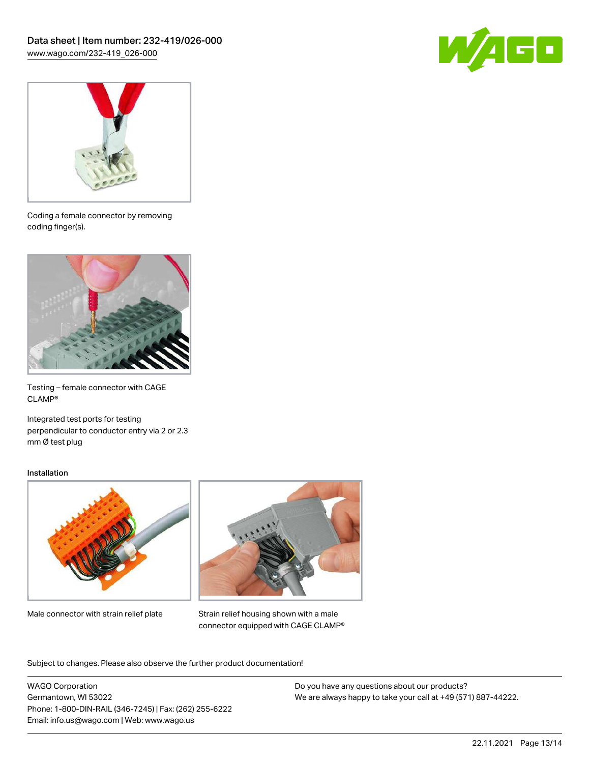Coding a female connector by removing coding finger(s).

Testing – female connector with CAGE CLAMP®

Integrated test ports for testing perpendicular to conductor entry via 2 or 2.3 mm Ø test plug

## Installation

Male connector with strain relief plate

Strain relief housing shown with a male connector equipped with CAGE CLAMP®

Subject to changes. Please also observe the further product documentation!

WAGO Corporation
Germantown, WI 53022
Phone: 1-800-DIN-RAIL (346-7245) | Fax: (262) 255-6222
Email: info.us@wago.com | Web: www.wago.us

Do you have any questions about our products?
We are always happy to take your call at +49 (571) 887-44222.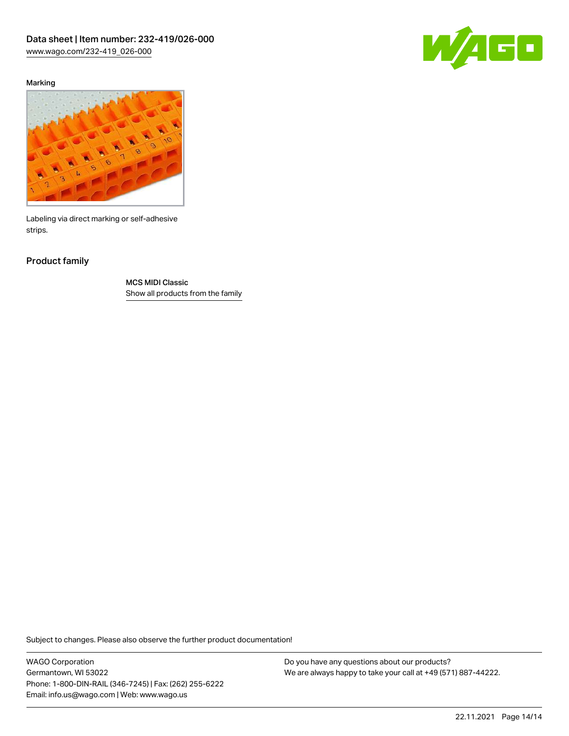Marking

Labeling via direct marking or self-adhesive strips.

## Product family

MCS MIDI Classic
Show all products from the family

Subject to changes. Please also observe the further product documentation!

WAGO Corporation
Germantown, WI 53022
Phone: 1-800-DIN-RAIL (346-7245) | Fax: (262) 255-6222
Email: info.us@wago.com | Web: www.wago.us

Do you have any questions about our products?
We are always happy to take your call at +49 (571) 887-44222.